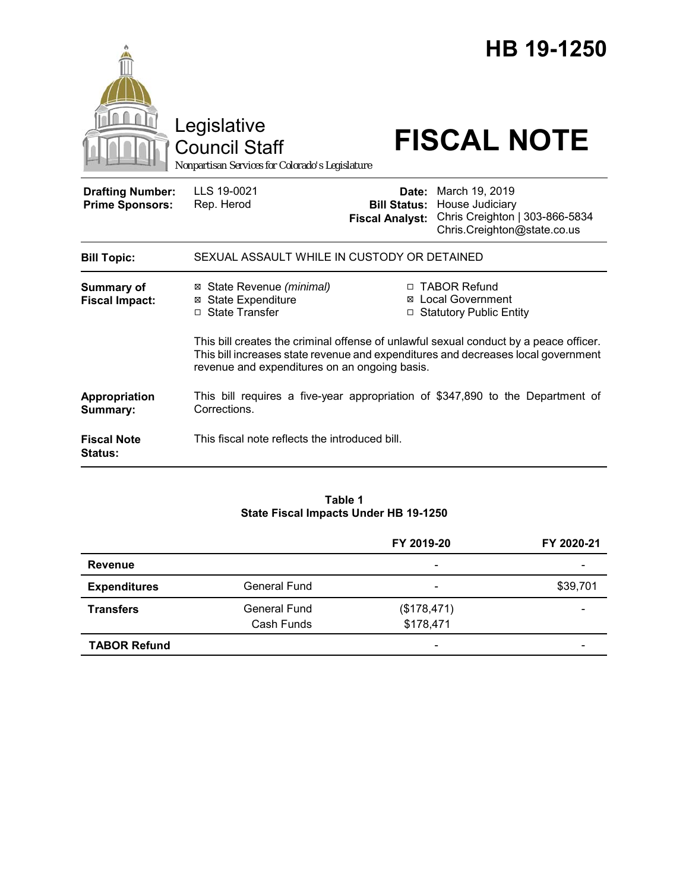# HB 19-1250

Legislative Council Staff

Nonpartisan Services for Colorado's Legislature

# FISCAL NOTE

| | | | |
|---|---|---|---|
| **Drafting Number:** | LLS 19-0021 | **Date:** | March 19, 2019 |
| **Prime Sponsors:** | Rep. Herod | **Bill Status:** | House Judiciary |
| | | **Fiscal Analyst:** | Chris Creighton \| 303-866-5834 Chris.Creighton@state.co.us |

**Bill Topic:** SEXUAL ASSAULT WHILE IN CUSTODY OR DETAINED

**Summary of Fiscal Impact:**

- ☒ State Revenue *(minimal)*
- ☒ State Expenditure
- ☐ State Transfer
- ☐ TABOR Refund
- ☒ Local Government
- ☐ Statutory Public Entity

This bill creates the criminal offense of unlawful sexual conduct by a peace officer. This bill increases state revenue and expenditures and decreases local government revenue and expenditures on an ongoing basis.

**Appropriation Summary:** This bill requires a five-year appropriation of $347,890 to the Department of Corrections.

**Fiscal Note Status:** This fiscal note reflects the introduced bill.

**Table 1**
**State Fiscal Impacts Under HB 19-1250**

| | | FY 2019-20 | FY 2020-21 |
|---|---|---|---|
| **Revenue** | | - | - |
| **Expenditures** | General Fund | - | $39,701 |
| **Transfers** | General Fund<br>Cash Funds | ($178,471)<br>$178,471 | - |
| **TABOR Refund** | | - | - |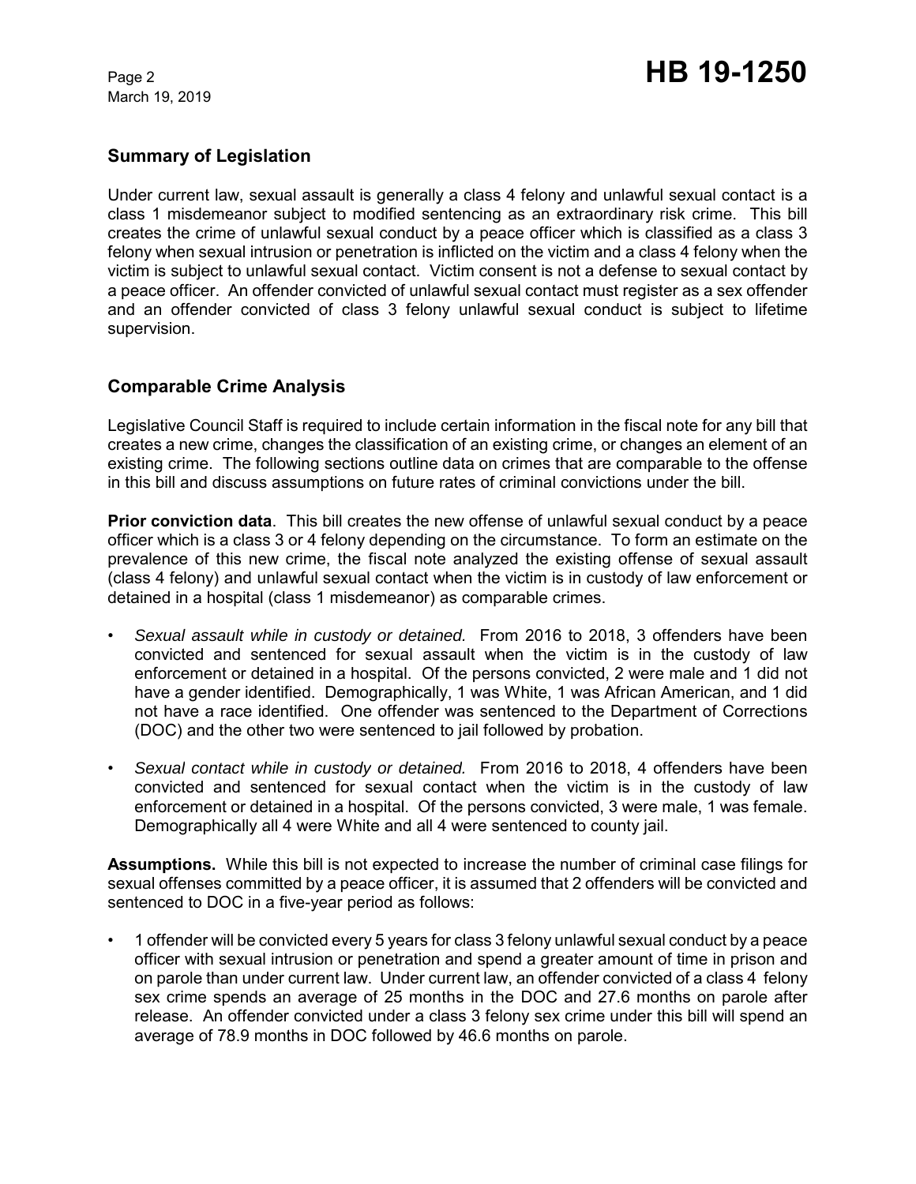## Summary of Legislation

Under current law, sexual assault is generally a class 4 felony and unlawful sexual contact is a class 1 misdemeanor subject to modified sentencing as an extraordinary risk crime. This bill creates the crime of unlawful sexual conduct by a peace officer which is classified as a class 3 felony when sexual intrusion or penetration is inflicted on the victim and a class 4 felony when the victim is subject to unlawful sexual contact. Victim consent is not a defense to sexual contact by a peace officer. An offender convicted of unlawful sexual contact must register as a sex offender and an offender convicted of class 3 felony unlawful sexual conduct is subject to lifetime supervision.

## Comparable Crime Analysis

Legislative Council Staff is required to include certain information in the fiscal note for any bill that creates a new crime, changes the classification of an existing crime, or changes an element of an existing crime. The following sections outline data on crimes that are comparable to the offense in this bill and discuss assumptions on future rates of criminal convictions under the bill.

**Prior conviction data**. This bill creates the new offense of unlawful sexual conduct by a peace officer which is a class 3 or 4 felony depending on the circumstance. To form an estimate on the prevalence of this new crime, the fiscal note analyzed the existing offense of sexual assault (class 4 felony) and unlawful sexual contact when the victim is in custody of law enforcement or detained in a hospital (class 1 misdemeanor) as comparable crimes.

- *Sexual assault while in custody or detained.* From 2016 to 2018, 3 offenders have been convicted and sentenced for sexual assault when the victim is in the custody of law enforcement or detained in a hospital. Of the persons convicted, 2 were male and 1 did not have a gender identified. Demographically, 1 was White, 1 was African American, and 1 did not have a race identified. One offender was sentenced to the Department of Corrections (DOC) and the other two were sentenced to jail followed by probation.
- *Sexual contact while in custody or detained.* From 2016 to 2018, 4 offenders have been convicted and sentenced for sexual contact when the victim is in the custody of law enforcement or detained in a hospital. Of the persons convicted, 3 were male, 1 was female. Demographically all 4 were White and all 4 were sentenced to county jail.

**Assumptions.** While this bill is not expected to increase the number of criminal case filings for sexual offenses committed by a peace officer, it is assumed that 2 offenders will be convicted and sentenced to DOC in a five-year period as follows:

- 1 offender will be convicted every 5 years for class 3 felony unlawful sexual conduct by a peace officer with sexual intrusion or penetration and spend a greater amount of time in prison and on parole than under current law. Under current law, an offender convicted of a class 4 felony sex crime spends an average of 25 months in the DOC and 27.6 months on parole after release. An offender convicted under a class 3 felony sex crime under this bill will spend an average of 78.9 months in DOC followed by 46.6 months on parole.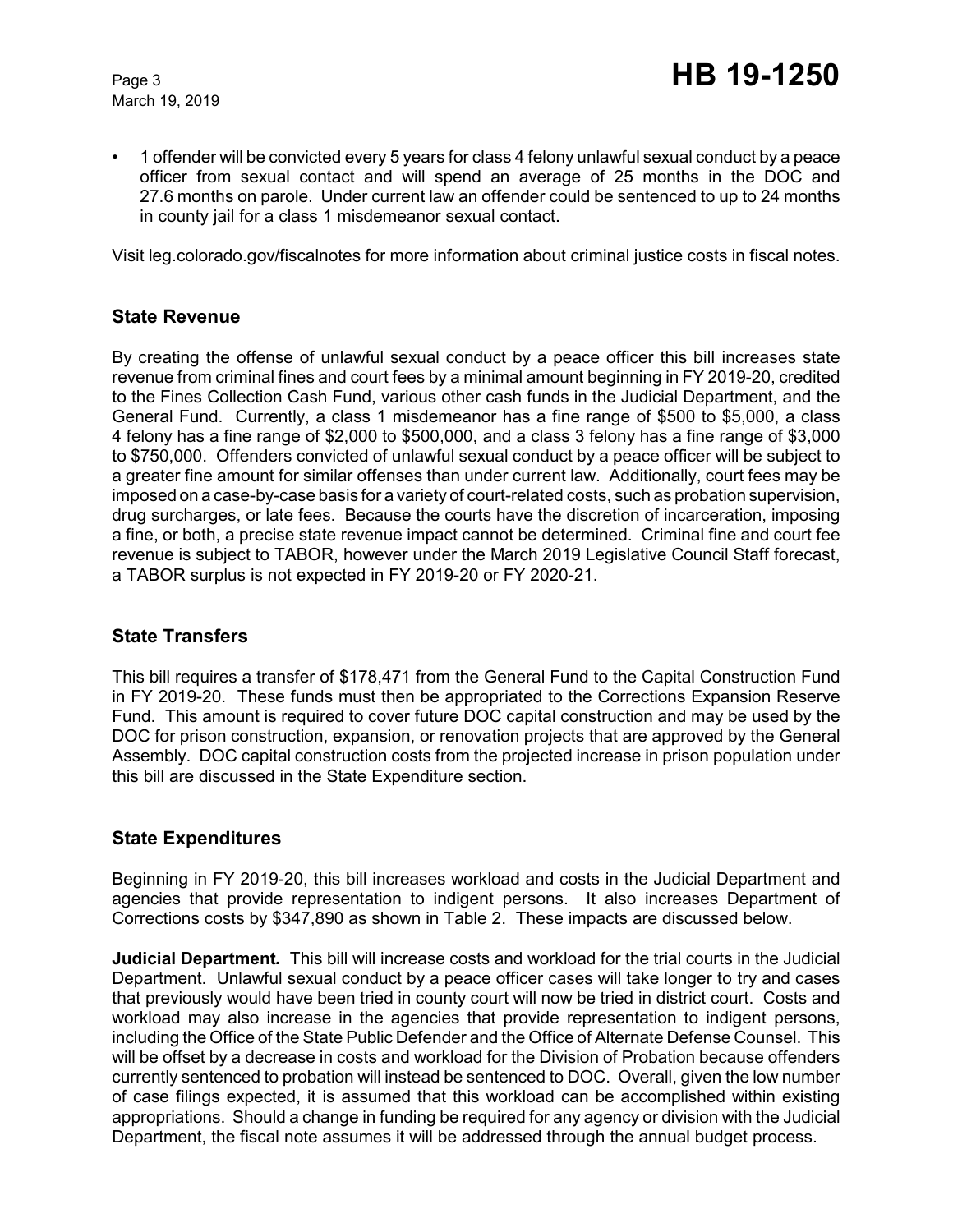- 1 offender will be convicted every 5 years for class 4 felony unlawful sexual conduct by a peace officer from sexual contact and will spend an average of 25 months in the DOC and 27.6 months on parole. Under current law an offender could be sentenced to up to 24 months in county jail for a class 1 misdemeanor sexual contact.

Visit leg.colorado.gov/fiscalnotes for more information about criminal justice costs in fiscal notes.

## State Revenue

By creating the offense of unlawful sexual conduct by a peace officer this bill increases state revenue from criminal fines and court fees by a minimal amount beginning in FY 2019-20, credited to the Fines Collection Cash Fund, various other cash funds in the Judicial Department, and the General Fund. Currently, a class 1 misdemeanor has a fine range of $500 to $5,000, a class 4 felony has a fine range of $2,000 to $500,000, and a class 3 felony has a fine range of $3,000 to $750,000. Offenders convicted of unlawful sexual conduct by a peace officer will be subject to a greater fine amount for similar offenses than under current law. Additionally, court fees may be imposed on a case-by-case basis for a variety of court-related costs, such as probation supervision, drug surcharges, or late fees. Because the courts have the discretion of incarceration, imposing a fine, or both, a precise state revenue impact cannot be determined. Criminal fine and court fee revenue is subject to TABOR, however under the March 2019 Legislative Council Staff forecast, a TABOR surplus is not expected in FY 2019-20 or FY 2020-21.

## State Transfers

This bill requires a transfer of $178,471 from the General Fund to the Capital Construction Fund in FY 2019-20. These funds must then be appropriated to the Corrections Expansion Reserve Fund. This amount is required to cover future DOC capital construction and may be used by the DOC for prison construction, expansion, or renovation projects that are approved by the General Assembly. DOC capital construction costs from the projected increase in prison population under this bill are discussed in the State Expenditure section.

## State Expenditures

Beginning in FY 2019-20, this bill increases workload and costs in the Judicial Department and agencies that provide representation to indigent persons. It also increases Department of Corrections costs by $347,890 as shown in Table 2. These impacts are discussed below.

***Judicial Department.*** This bill will increase costs and workload for the trial courts in the Judicial Department. Unlawful sexual conduct by a peace officer cases will take longer to try and cases that previously would have been tried in county court will now be tried in district court. Costs and workload may also increase in the agencies that provide representation to indigent persons, including the Office of the State Public Defender and the Office of Alternate Defense Counsel. This will be offset by a decrease in costs and workload for the Division of Probation because offenders currently sentenced to probation will instead be sentenced to DOC. Overall, given the low number of case filings expected, it is assumed that this workload can be accomplished within existing appropriations. Should a change in funding be required for any agency or division with the Judicial Department, the fiscal note assumes it will be addressed through the annual budget process.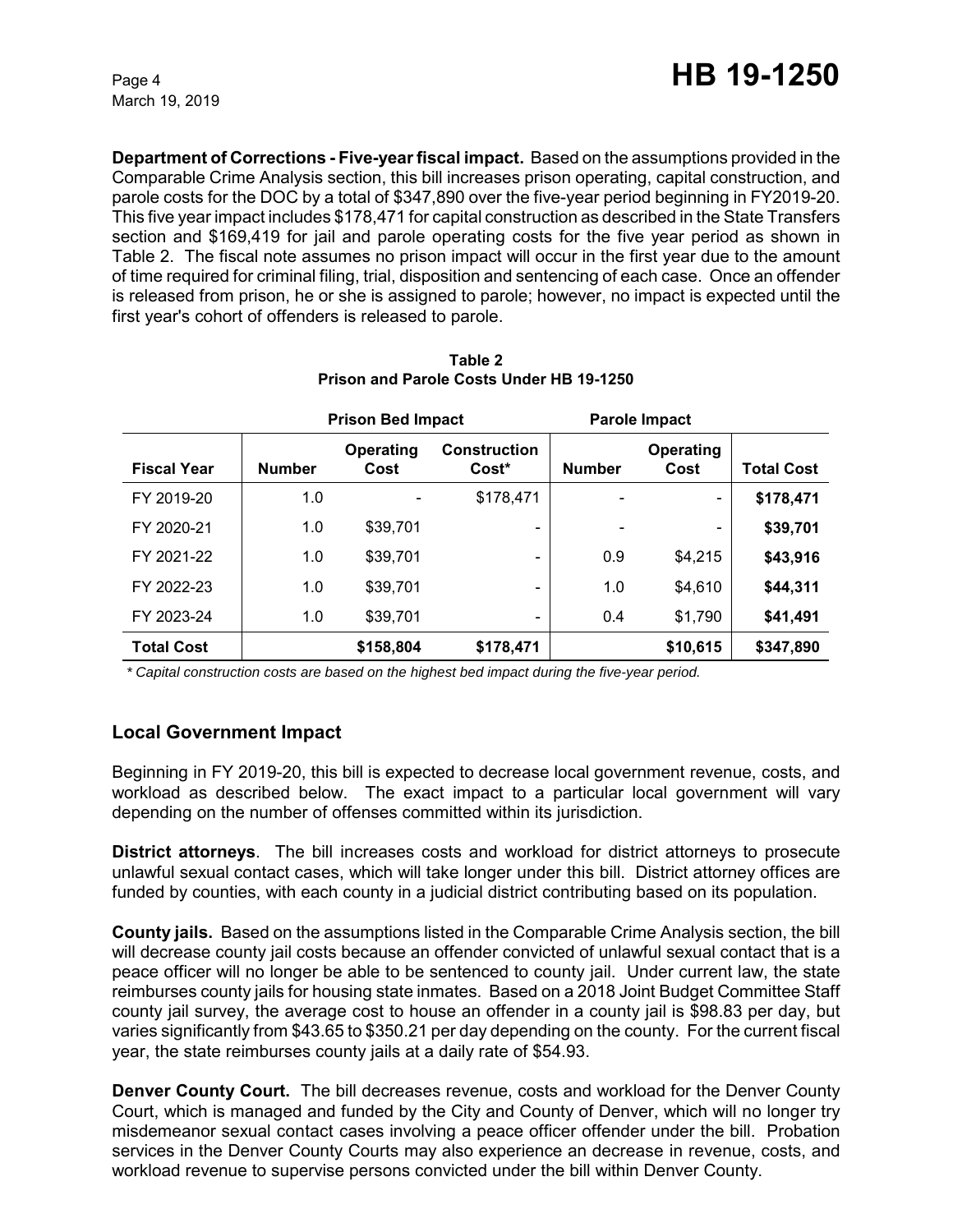**Department of Corrections - Five-year fiscal impact.** Based on the assumptions provided in the Comparable Crime Analysis section, this bill increases prison operating, capital construction, and parole costs for the DOC by a total of $347,890 over the five-year period beginning in FY2019-20. This five year impact includes $178,471 for capital construction as described in the State Transfers section and $169,419 for jail and parole operating costs for the five year period as shown in Table 2. The fiscal note assumes no prison impact will occur in the first year due to the amount of time required for criminal filing, trial, disposition and sentencing of each case. Once an offender is released from prison, he or she is assigned to parole; however, no impact is expected until the first year's cohort of offenders is released to parole.

**Table 2**
**Prison and Parole Costs Under HB 19-1250**

| | Prison Bed Impact | | | Parole Impact | | |
|---|---|---|---|---|---|---|
| **Fiscal Year** | **Number** | **Operating Cost** | **Construction Cost*** | **Number** | **Operating Cost** | **Total Cost** |
| FY 2019-20 | 1.0 | - | $178,471 | - | - | **$178,471** |
| FY 2020-21 | 1.0 | $39,701 | - | - | - | **$39,701** |
| FY 2021-22 | 1.0 | $39,701 | - | 0.9 | $4,215 | **$43,916** |
| FY 2022-23 | 1.0 | $39,701 | - | 1.0 | $4,610 | **$44,311** |
| FY 2023-24 | 1.0 | $39,701 | - | 0.4 | $1,790 | **$41,491** |
| **Total Cost** | | **$158,804** | **$178,471** | | **$10,615** | **$347,890** |

*\* Capital construction costs are based on the highest bed impact during the five-year period.*

## Local Government Impact

Beginning in FY 2019-20, this bill is expected to decrease local government revenue, costs, and workload as described below. The exact impact to a particular local government will vary depending on the number of offenses committed within its jurisdiction.

**District attorneys**. The bill increases costs and workload for district attorneys to prosecute unlawful sexual contact cases, which will take longer under this bill. District attorney offices are funded by counties, with each county in a judicial district contributing based on its population.

**County jails.** Based on the assumptions listed in the Comparable Crime Analysis section, the bill will decrease county jail costs because an offender convicted of unlawful sexual contact that is a peace officer will no longer be able to be sentenced to county jail. Under current law, the state reimburses county jails for housing state inmates. Based on a 2018 Joint Budget Committee Staff county jail survey, the average cost to house an offender in a county jail is $98.83 per day, but varies significantly from $43.65 to $350.21 per day depending on the county. For the current fiscal year, the state reimburses county jails at a daily rate of $54.93.

**Denver County Court.** The bill decreases revenue, costs and workload for the Denver County Court, which is managed and funded by the City and County of Denver, which will no longer try misdemeanor sexual contact cases involving a peace officer offender under the bill. Probation services in the Denver County Courts may also experience an decrease in revenue, costs, and workload revenue to supervise persons convicted under the bill within Denver County.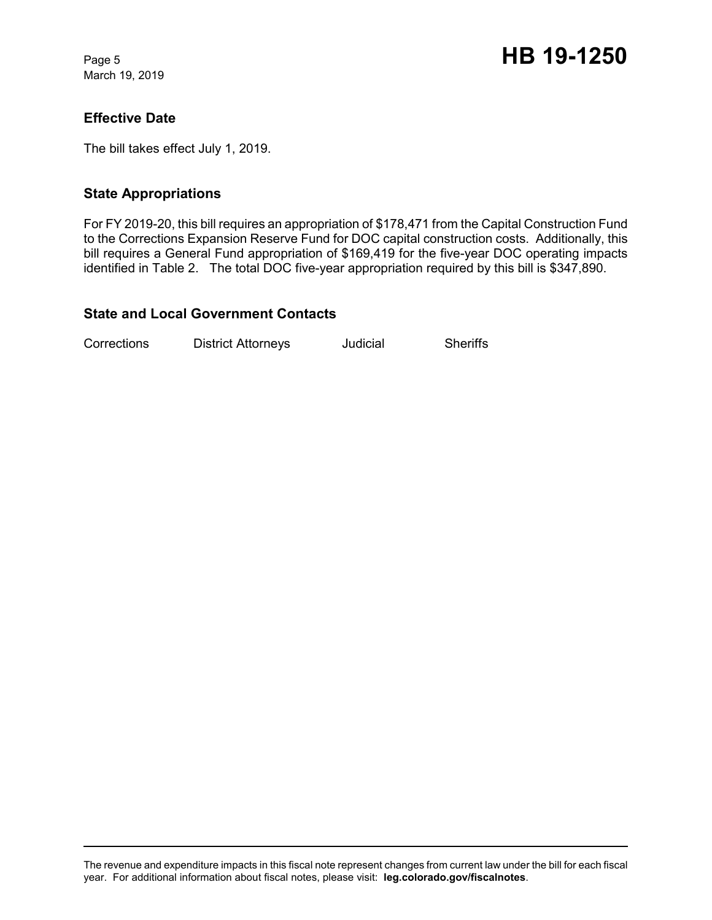## Effective Date

The bill takes effect July 1, 2019.

## State Appropriations

For FY 2019-20, this bill requires an appropriation of $178,471 from the Capital Construction Fund to the Corrections Expansion Reserve Fund for DOC capital construction costs. Additionally, this bill requires a General Fund appropriation of $169,419 for the five-year DOC operating impacts identified in Table 2. The total DOC five-year appropriation required by this bill is $347,890.

## State and Local Government Contacts

Corrections    District Attorneys    Judicial    Sheriffs

The revenue and expenditure impacts in this fiscal note represent changes from current law under the bill for each fiscal year. For additional information about fiscal notes, please visit: **leg.colorado.gov/fiscalnotes**.